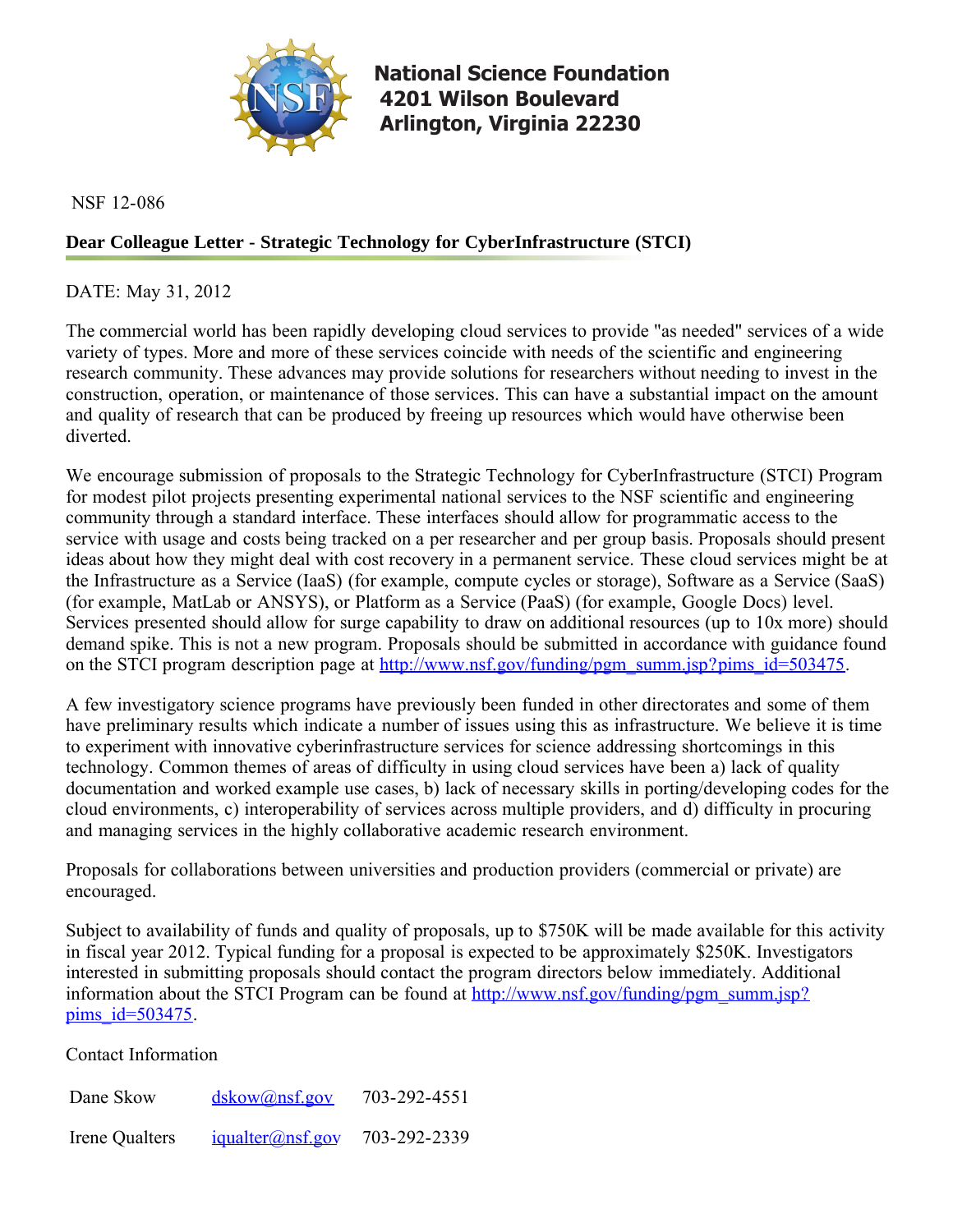**National Science Foundation**
**4201 Wilson Boulevard**
**Arlington, Virginia 22230**

NSF 12-086

## Dear Colleague Letter - Strategic Technology for CyberInfrastructure (STCI)

DATE: May 31, 2012

The commercial world has been rapidly developing cloud services to provide "as needed" services of a wide variety of types. More and more of these services coincide with needs of the scientific and engineering research community. These advances may provide solutions for researchers without needing to invest in the construction, operation, or maintenance of those services. This can have a substantial impact on the amount and quality of research that can be produced by freeing up resources which would have otherwise been diverted.

We encourage submission of proposals to the Strategic Technology for CyberInfrastructure (STCI) Program for modest pilot projects presenting experimental national services to the NSF scientific and engineering community through a standard interface. These interfaces should allow for programmatic access to the service with usage and costs being tracked on a per researcher and per group basis. Proposals should present ideas about how they might deal with cost recovery in a permanent service. These cloud services might be at the Infrastructure as a Service (IaaS) (for example, compute cycles or storage), Software as a Service (SaaS) (for example, MatLab or ANSYS), or Platform as a Service (PaaS) (for example, Google Docs) level. Services presented should allow for surge capability to draw on additional resources (up to 10x more) should demand spike. This is not a new program. Proposals should be submitted in accordance with guidance found on the STCI program description page at [http://www.nsf.gov/funding/pgm_summ.jsp?pims_id=503475](http://www.nsf.gov/funding/pgm_summ.jsp?pims_id=503475).

A few investigatory science programs have previously been funded in other directorates and some of them have preliminary results which indicate a number of issues using this as infrastructure. We believe it is time to experiment with innovative cyberinfrastructure services for science addressing shortcomings in this technology. Common themes of areas of difficulty in using cloud services have been a) lack of quality documentation and worked example use cases, b) lack of necessary skills in porting/developing codes for the cloud environments, c) interoperability of services across multiple providers, and d) difficulty in procuring and managing services in the highly collaborative academic research environment.

Proposals for collaborations between universities and production providers (commercial or private) are encouraged.

Subject to availability of funds and quality of proposals, up to $750K will be made available for this activity in fiscal year 2012. Typical funding for a proposal is expected to be approximately $250K. Investigators interested in submitting proposals should contact the program directors below immediately. Additional information about the STCI Program can be found at [http://www.nsf.gov/funding/pgm_summ.jsp?pims_id=503475](http://www.nsf.gov/funding/pgm_summ.jsp?pims_id=503475).

Contact Information

| | | |
|---|---|---|
| Dane Skow | dskow@nsf.gov | 703-292-4551 |
| Irene Qualters | iqualter@nsf.gov | 703-292-2339 |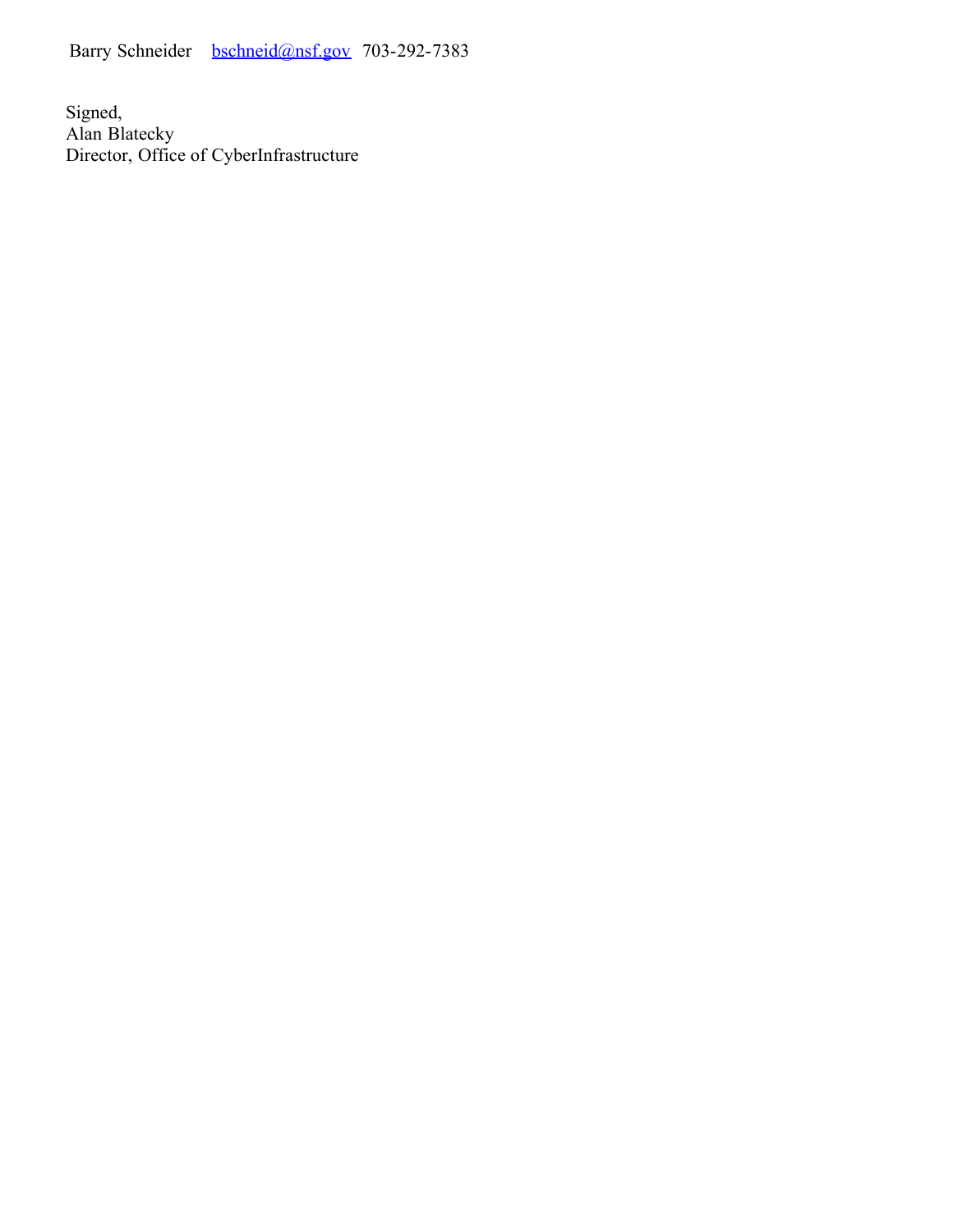Barry Schneider    bschneid@nsf.gov   703-292-7383

Signed,
Alan Blatecky
Director, Office of CyberInfrastructure